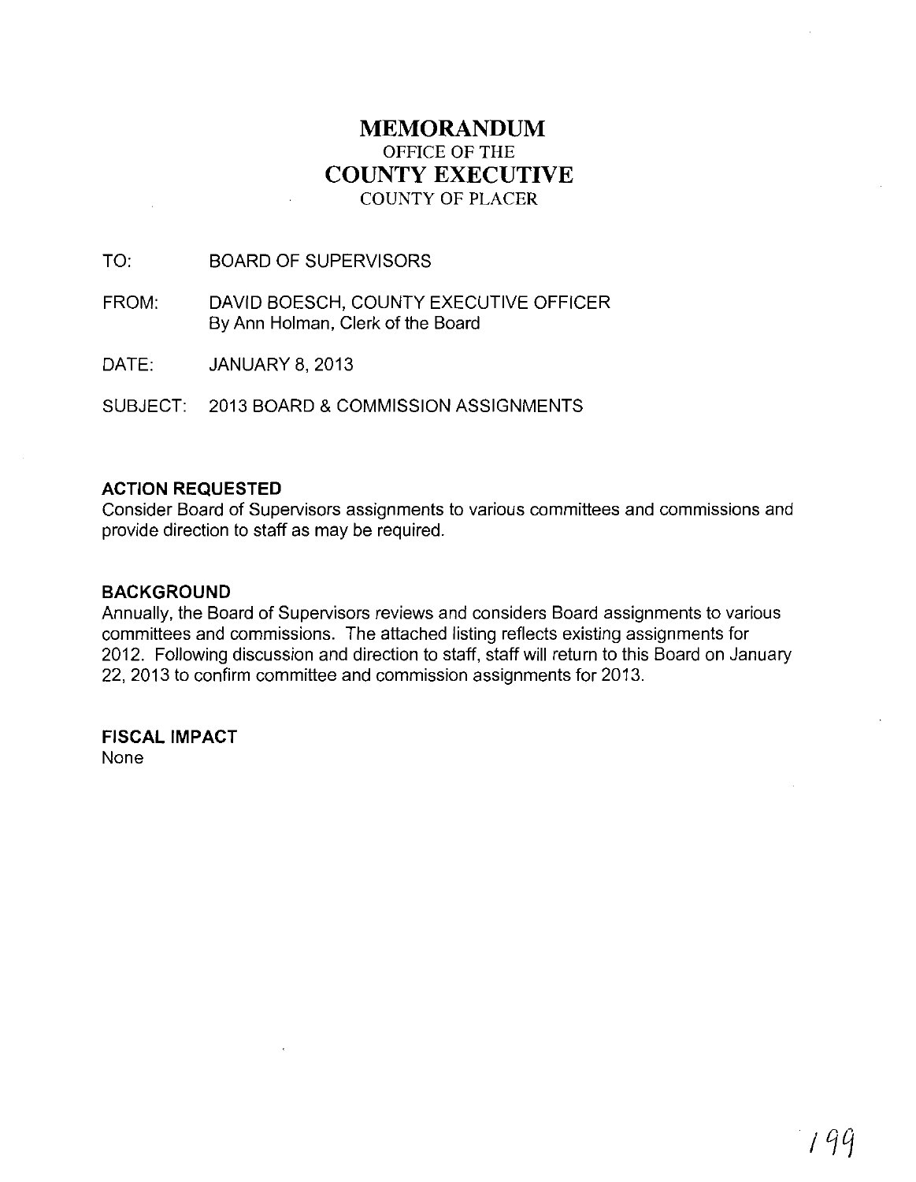# MEMORANDUM

OFFICE OF THE

# COUNTY EXECUTIVE

COUNTY OF PLACER

TO: BOARD OF SUPERVISORS

FROM: DAVID BOESCH, COUNTY EXECUTIVE OFFICER
By Ann Holman, Clerk of the Board

DATE: JANUARY 8, 2013

SUBJECT: 2013 BOARD & COMMISSION ASSIGNMENTS

**ACTION REQUESTED**

Consider Board of Supervisors assignments to various committees and commissions and provide direction to staff as may be required.

**BACKGROUND**

Annually, the Board of Supervisors reviews and considers Board assignments to various committees and commissions. The attached listing reflects existing assignments for 2012. Following discussion and direction to staff, staff will return to this Board on January 22, 2013 to confirm committee and commission assignments for 2013.

**FISCAL IMPACT**

None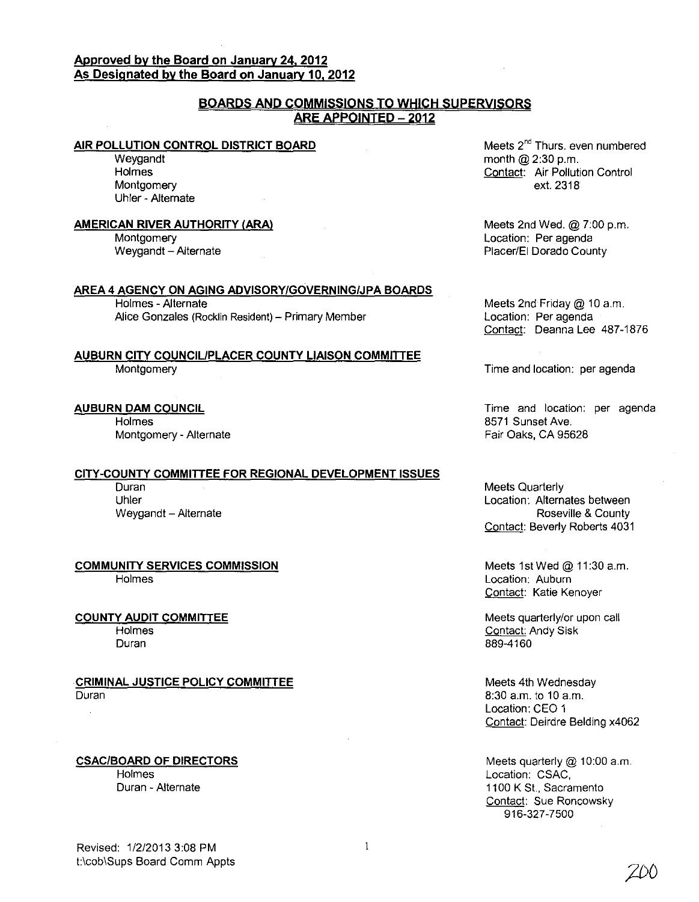**Approved by the Board on January 24, 2012**
**As Designated by the Board on January 10, 2012**

## BOARDS AND COMMISSIONS TO WHICH SUPERVISORS ARE APPOINTED – 2012

**AIR POLLUTION CONTROL DISTRICT BOARD**

Weygandt
Holmes
Montgomery
Uhler - Alternate

Meets 2nd Thurs. even numbered month @ 2:30 p.m.
Contact: Air Pollution Control ext. 2318

**AMERICAN RIVER AUTHORITY (ARA)**

Montgomery
Weygandt – Alternate

Meets 2nd Wed. @ 7:00 p.m.
Location: Per agenda
Placer/El Dorado County

**AREA 4 AGENCY ON AGING ADVISORY/GOVERNING/JPA BOARDS**

Holmes - Alternate
Alice Gonzales (Rocklin Resident) – Primary Member

Meets 2nd Friday @ 10 a.m.
Location: Per agenda
Contact: Deanna Lee 487-1876

**AUBURN CITY COUNCIL/PLACER COUNTY LIAISON COMMITTEE**

Montgomery

Time and location: per agenda

**AUBURN DAM COUNCIL**

Holmes
Montgomery - Alternate

Time and location: per agenda
8571 Sunset Ave.
Fair Oaks, CA 95628

**CITY-COUNTY COMMITTEE FOR REGIONAL DEVELOPMENT ISSUES**

Duran
Uhler
Weygandt – Alternate

Meets Quarterly
Location: Alternates between Roseville & County
Contact: Beverly Roberts 4031

**COMMUNITY SERVICES COMMISSION**

Holmes

Meets 1st Wed @ 11:30 a.m.
Location: Auburn
Contact: Katie Kenoyer

**COUNTY AUDIT COMMITTEE**

Holmes
Duran

Meets quarterly/or upon call
Contact: Andy Sisk
889-4160

**CRIMINAL JUSTICE POLICY COMMITTEE**

Duran

Meets 4th Wednesday
8:30 a.m. to 10 a.m.
Location: CEO 1
Contact: Deirdre Belding x4062

**CSAC/BOARD OF DIRECTORS**

Holmes
Duran - Alternate

Meets quarterly @ 10:00 a.m.
Location: CSAC,
1100 K St., Sacramento
Contact: Sue Roncowsky
916-327-7500

Revised: 1/2/2013 3:08 PM
t:\cob\Sups Board Comm Appts

200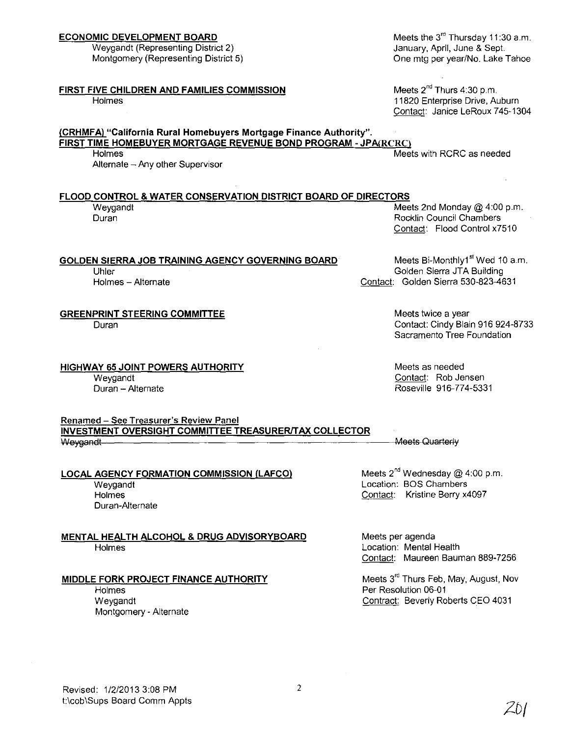**ECONOMIC DEVELOPMENT BOARD**

Weygandt (Representing District 2)
Montgomery (Representing District 5)

Meets the 3rd Thursday 11:30 a.m.
January, April, June & Sept.
One mtg per year/No. Lake Tahoe

**FIRST FIVE CHILDREN AND FAMILIES COMMISSION**

Holmes

Meets 2nd Thurs 4:30 p.m.
11820 Enterprise Drive, Auburn
Contact: Janice LeRoux 745-1304

**(CRHMFA) "California Rural Homebuyers Mortgage Finance Authority".**
**FIRST TIME HOMEBUYER MORTGAGE REVENUE BOND PROGRAM - JPA(RCRC)**

Holmes
Alternate – Any other Supervisor

Meets with RCRC as needed

**FLOOD CONTROL & WATER CONSERVATION DISTRICT BOARD OF DIRECTORS**

Weygandt
Duran

Meets 2nd Monday @ 4:00 p.m.
Rocklin Council Chambers
Contact: Flood Control x7510

**GOLDEN SIERRA JOB TRAINING AGENCY GOVERNING BOARD**

Uhler
Holmes – Alternate

Meets Bi-Monthly1st Wed 10 a.m.
Golden Sierra JTA Building
Contact: Golden Sierra 530-823-4631

**GREENPRINT STEERING COMMITTEE**

Duran

Meets twice a year
Contact: Cindy Blain 916 924-8733
Sacramento Tree Foundation

**HIGHWAY 65 JOINT POWERS AUTHORITY**

Weygandt
Duran – Alternate

Meets as needed
Contact: Rob Jensen
Roseville 916-774-5331

Renamed – See Treasurer's Review Panel
**INVESTMENT OVERSIGHT COMMITTEE TREASURER/TAX COLLECTOR**

~~Weygandt~~ ~~Meets Quarterly~~

**LOCAL AGENCY FORMATION COMMISSION (LAFCO)**

Weygandt
Holmes
Duran-Alternate

Meets 2nd Wednesday @ 4:00 p.m.
Location: BOS Chambers
Contact: Kristine Berry x4097

**MENTAL HEALTH ALCOHOL & DRUG ADVISORYBOARD**

Holmes

Meets per agenda
Location: Mental Health
Contact: Maureen Bauman 889-7256

**MIDDLE FORK PROJECT FINANCE AUTHORITY**

Holmes
Weygandt
Montgomery - Alternate

Meets 3rd Thurs Feb, May, August, Nov
Per Resolution 06-01
Contract: Beverly Roberts CEO 4031

Revised: 1/2/2013 3:08 PM
t:\cob\Sups Board Comm Appts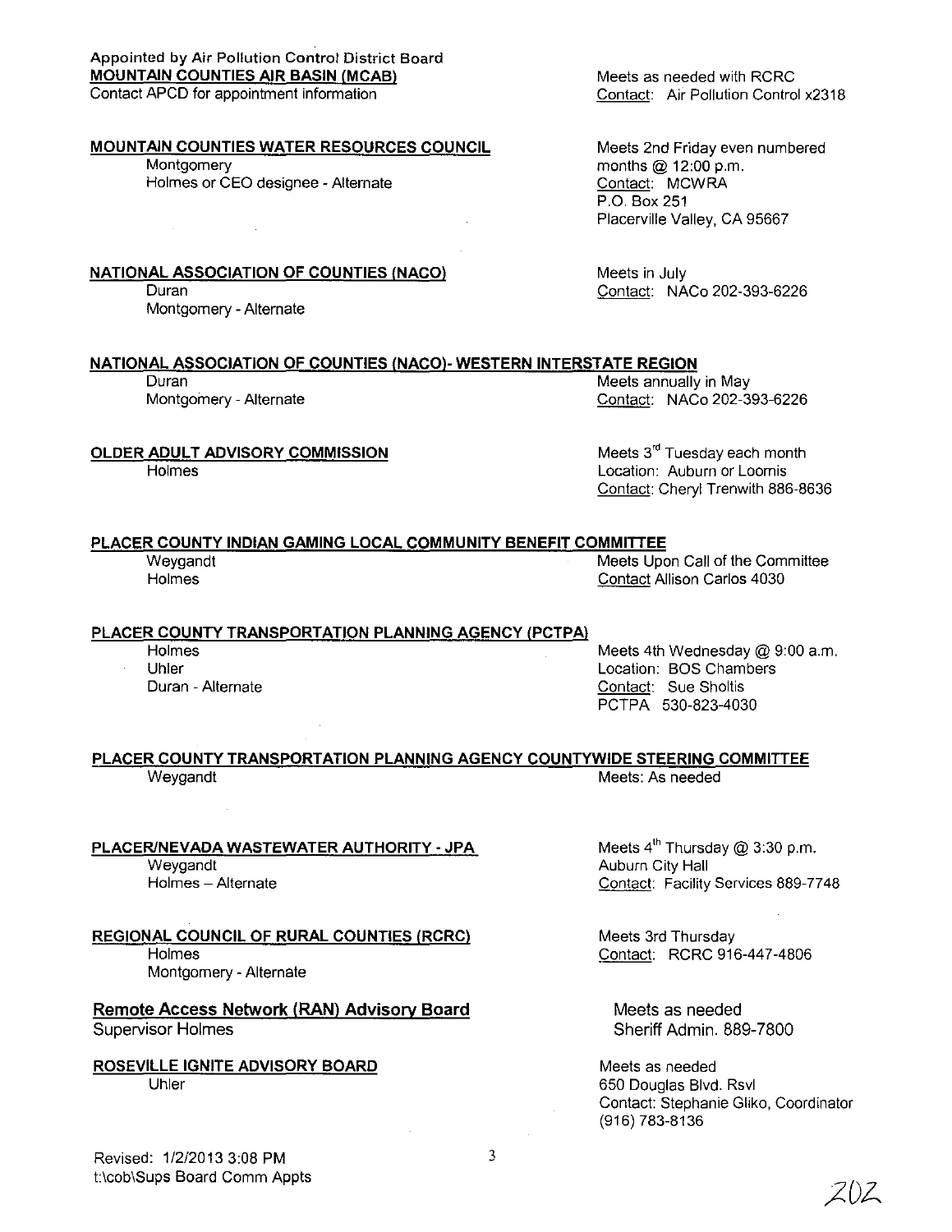Appointed by Air Pollution Control District Board

**MOUNTAIN COUNTIES AIR BASIN (MCAB)**
Contact APCD for appointment information

Meets as needed with RCRC
Contact: Air Pollution Control x2318

**MOUNTAIN COUNTIES WATER RESOURCES COUNCIL**
Montgomery
Holmes or CEO designee - Alternate

Meets 2nd Friday even numbered months @ 12:00 p.m.
Contact: MCWRA
P.O. Box 251
Placerville Valley, CA 95667

**NATIONAL ASSOCIATION OF COUNTIES (NACO)**
Duran
Montgomery - Alternate

Meets in July
Contact: NACo 202-393-6226

**NATIONAL ASSOCIATION OF COUNTIES (NACO)- WESTERN INTERSTATE REGION**
Duran
Montgomery - Alternate

Meets annually in May
Contact: NACo 202-393-6226

**OLDER ADULT ADVISORY COMMISSION**
Holmes

Meets 3rd Tuesday each month
Location: Auburn or Loomis
Contact: Cheryl Trenwith 886-8636

**PLACER COUNTY INDIAN GAMING LOCAL COMMUNITY BENEFIT COMMITTEE**
Weygandt
Holmes

Meets Upon Call of the Committee
Contact Allison Carlos 4030

**PLACER COUNTY TRANSPORTATION PLANNING AGENCY (PCTPA)**
Holmes
Uhler
Duran - Alternate

Meets 4th Wednesday @ 9:00 a.m.
Location: BOS Chambers
Contact: Sue Sholtis
PCTPA 530-823-4030

**PLACER COUNTY TRANSPORTATION PLANNING AGENCY COUNTYWIDE STEERING COMMITTEE**
Weygandt

Meets: As needed

**PLACER/NEVADA WASTEWATER AUTHORITY - JPA**
Weygandt
Holmes – Alternate

Meets 4th Thursday @ 3:30 p.m.
Auburn City Hall
Contact: Facility Services 889-7748

**REGIONAL COUNCIL OF RURAL COUNTIES (RCRC)**
Holmes
Montgomery - Alternate

Meets 3rd Thursday
Contact: RCRC 916-447-4806

**Remote Access Network (RAN) Advisory Board**
Supervisor Holmes

Meets as needed
Sheriff Admin. 889-7800

**ROSEVILLE IGNITE ADVISORY BOARD**
Uhler

Meets as needed
650 Douglas Blvd. Rsvl
Contact: Stephanie Gliko, Coordinator
(916) 783-8136

Revised: 1/2/2013 3:08 PM
t:\cob\Sups Board Comm Appts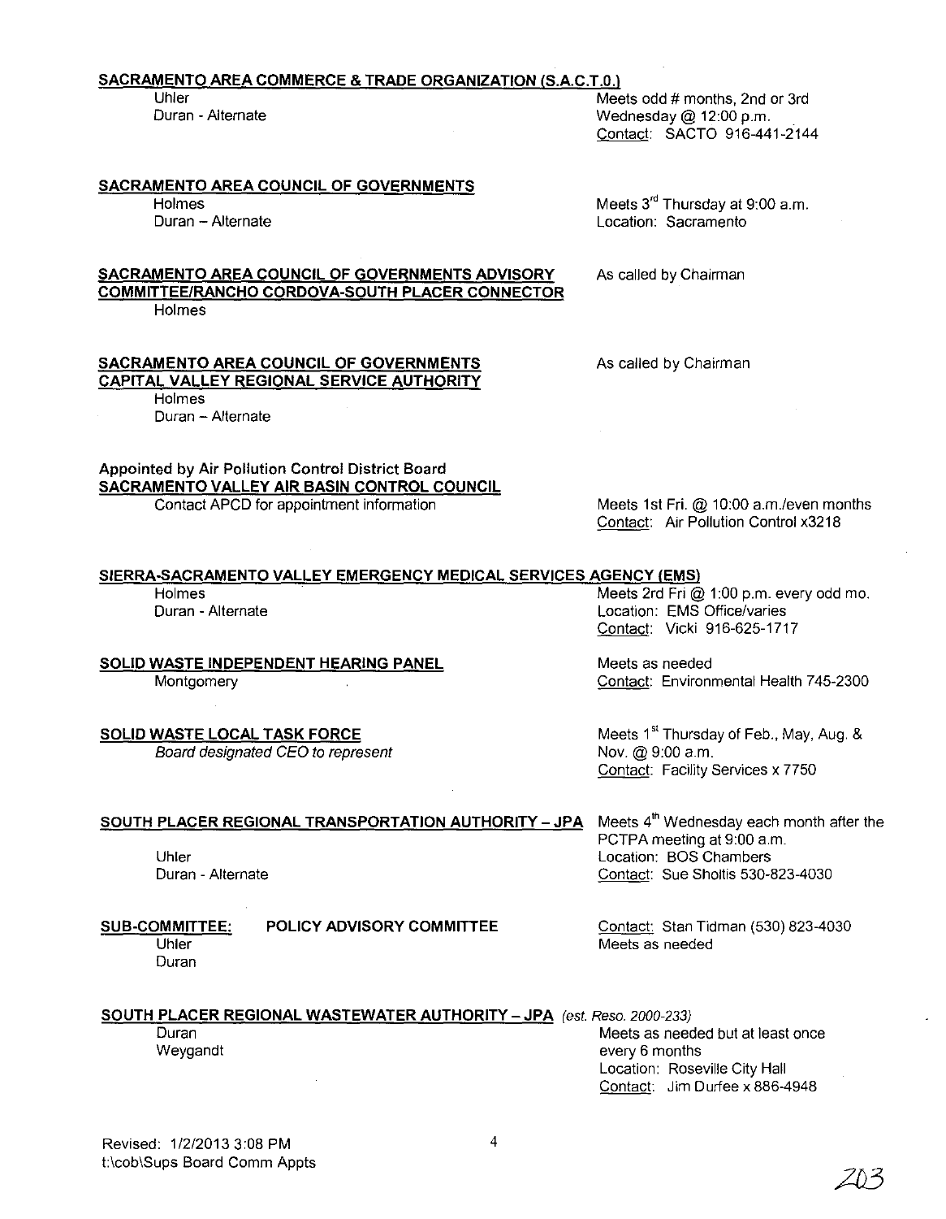**SACRAMENTO AREA COMMERCE & TRADE ORGANIZATION (S.A.C.T.O.)**

Uhler
Duran - Alternate

Meets odd # months, 2nd or 3rd Wednesday @ 12:00 p.m.
Contact: SACTO 916-441-2144

**SACRAMENTO AREA COUNCIL OF GOVERNMENTS**

Holmes
Duran – Alternate

Meets 3rd Thursday at 9:00 a.m.
Location: Sacramento

**SACRAMENTO AREA COUNCIL OF GOVERNMENTS ADVISORY COMMITTEE/RANCHO CORDOVA-SOUTH PLACER CONNECTOR**

Holmes

As called by Chairman

**SACRAMENTO AREA COUNCIL OF GOVERNMENTS CAPITAL VALLEY REGIONAL SERVICE AUTHORITY**

Holmes
Duran – Alternate

As called by Chairman

Appointed by Air Pollution Control District Board
**SACRAMENTO VALLEY AIR BASIN CONTROL COUNCIL**

Contact APCD for appointment information

Meets 1st Fri. @ 10:00 a.m./even months
Contact: Air Pollution Control x3218

**SIERRA-SACRAMENTO VALLEY EMERGENCY MEDICAL SERVICES AGENCY (EMS)**

Holmes
Duran - Alternate

Meets 2rd Fri @ 1:00 p.m. every odd mo.
Location: EMS Office/varies
Contact: Vicki 916-625-1717

**SOLID WASTE INDEPENDENT HEARING PANEL**

Montgomery

Meets as needed
Contact: Environmental Health 745-2300

**SOLID WASTE LOCAL TASK FORCE**

*Board designated CEO to represent*

Meets 1st Thursday of Feb., May, Aug. & Nov. @ 9:00 a.m.
Contact: Facility Services x 7750

**SOUTH PLACER REGIONAL TRANSPORTATION AUTHORITY – JPA**

Uhler
Duran - Alternate

Meets 4th Wednesday each month after the PCTPA meeting at 9:00 a.m.
Location: BOS Chambers
Contact: Sue Sholtis 530-823-4030

**SUB-COMMITTEE: POLICY ADVISORY COMMITTEE**

Uhler
Duran

Contact: Stan Tidman (530) 823-4030
Meets as needed

**SOUTH PLACER REGIONAL WASTEWATER AUTHORITY – JPA** *(est. Reso. 2000-233)*

Duran
Weygandt

Meets as needed but at least once every 6 months
Location: Roseville City Hall
Contact: Jim Durfee x 886-4948

Revised: 1/2/2013 3:08 PM
t:\cob\Sups Board Comm Appts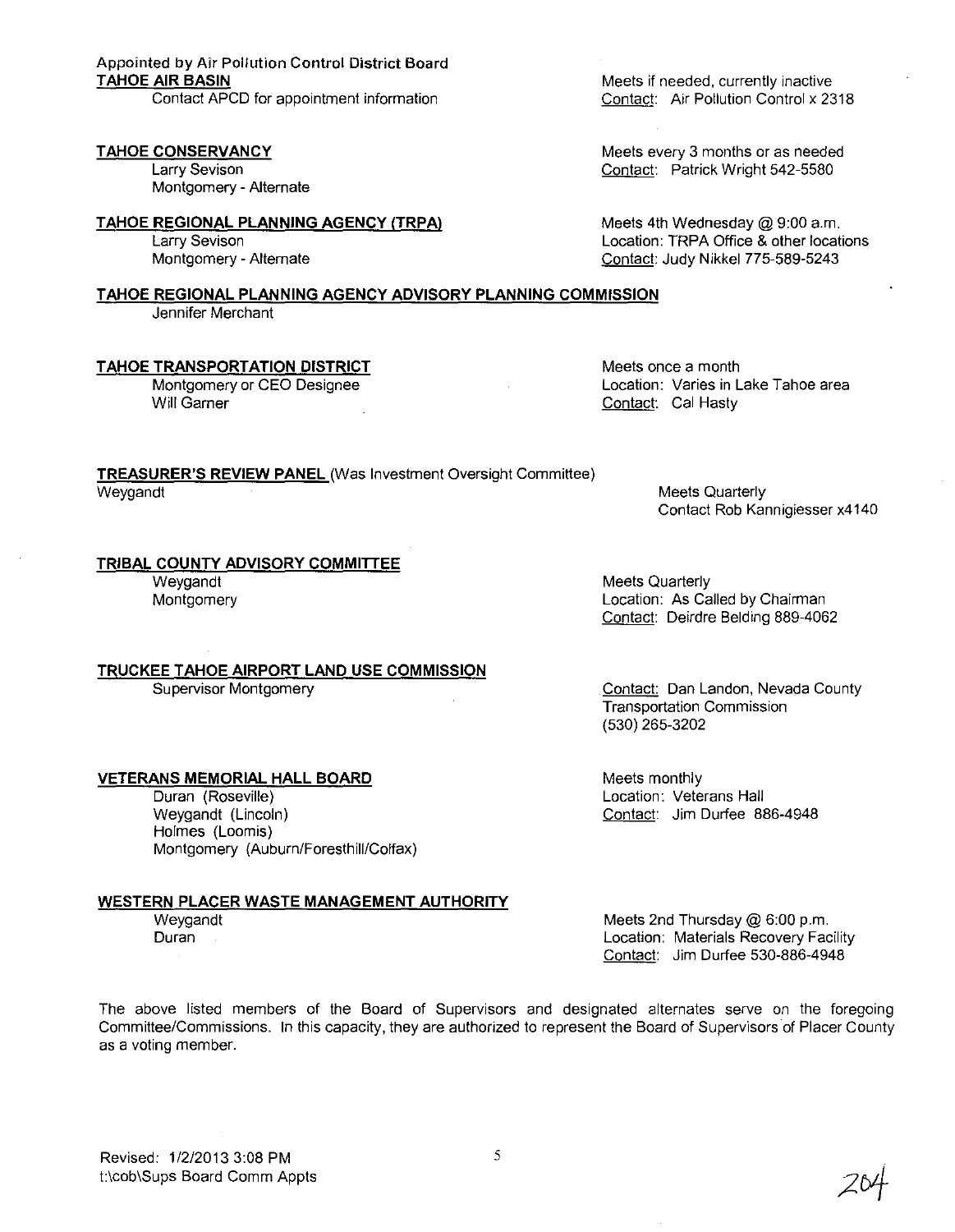Appointed by Air Pollution Control District Board

**TAHOE AIR BASIN**

Contact APCD for appointment information

Meets if needed, currently inactive
Contact: Air Pollution Control x 2318

**TAHOE CONSERVANCY**

Larry Sevison
Montgomery - Alternate

Meets every 3 months or as needed
Contact: Patrick Wright 542-5580

**TAHOE REGIONAL PLANNING AGENCY (TRPA)**

Larry Sevison
Montgomery - Alternate

Meets 4th Wednesday @ 9:00 a.m.
Location: TRPA Office & other locations
Contact: Judy Nikkel 775-589-5243

**TAHOE REGIONAL PLANNING AGENCY ADVISORY PLANNING COMMISSION**

Jennifer Merchant

**TAHOE TRANSPORTATION DISTRICT**

Montgomery or CEO Designee
Will Garner

Meets once a month
Location: Varies in Lake Tahoe area
Contact: Cal Hasty

**TREASURER'S REVIEW PANEL** (Was Investment Oversight Committee)

Weygandt

Meets Quarterly
Contact Rob Kannigiesser x4140

**TRIBAL COUNTY ADVISORY COMMITTEE**

Weygandt
Montgomery

Meets Quarterly
Location: As Called by Chairman
Contact: Deirdre Belding 889-4062

**TRUCKEE TAHOE AIRPORT LAND USE COMMISSION**

Supervisor Montgomery

Contact: Dan Landon, Nevada County Transportation Commission
(530) 265-3202

**VETERANS MEMORIAL HALL BOARD**

Duran (Roseville)
Weygandt (Lincoln)
Holmes (Loomis)
Montgomery (Auburn/Foresthill/Colfax)

Meets monthly
Location: Veterans Hall
Contact: Jim Durfee 886-4948

**WESTERN PLACER WASTE MANAGEMENT AUTHORITY**

Weygandt
Duran

Meets 2nd Thursday @ 6:00 p.m.
Location: Materials Recovery Facility
Contact: Jim Durfee 530-886-4948

The above listed members of the Board of Supervisors and designated alternates serve on the foregoing Committee/Commissions. In this capacity, they are authorized to represent the Board of Supervisors of Placer County as a voting member.

Revised: 1/2/2013 3:08 PM
t:\cob\Sups Board Comm Appts

204